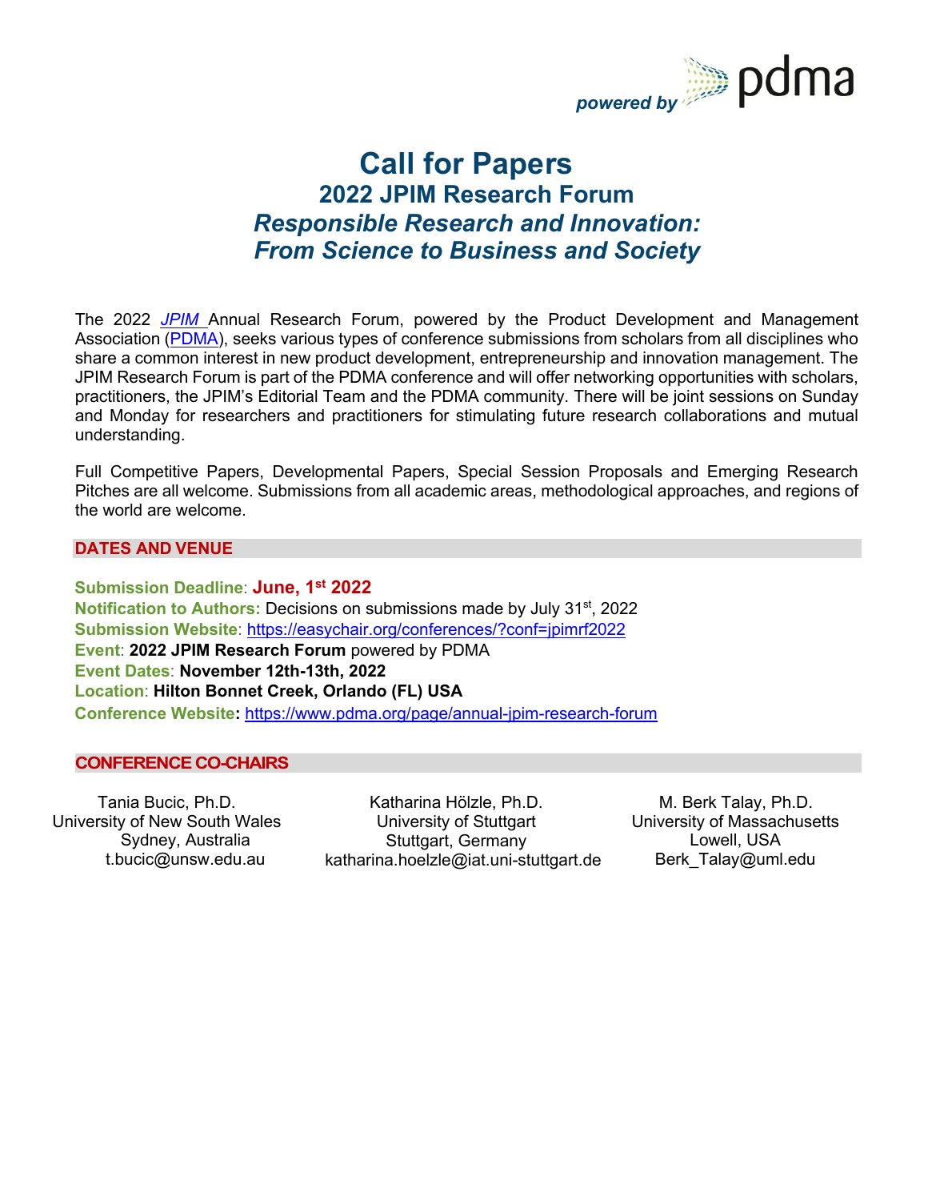powered by pdma

# Call for Papers

## 2022 JPIM Research Forum

## *Responsible Research and Innovation: From Science to Business and Society*

The 2022 *JPIM* Annual Research Forum, powered by the Product Development and Management Association (PDMA), seeks various types of conference submissions from scholars from all disciplines who share a common interest in new product development, entrepreneurship and innovation management. The JPIM Research Forum is part of the PDMA conference and will offer networking opportunities with scholars, practitioners, the JPIM's Editorial Team and the PDMA community. There will be joint sessions on Sunday and Monday for researchers and practitioners for stimulating future research collaborations and mutual understanding.

Full Competitive Papers, Developmental Papers, Special Session Proposals and Emerging Research Pitches are all welcome. Submissions from all academic areas, methodological approaches, and regions of the world are welcome.

### DATES AND VENUE

**Submission Deadline**: **June, 1st 2022**
**Notification to Authors:** Decisions on submissions made by July 31st, 2022
**Submission Website**: https://easychair.org/conferences/?conf=jpimrf2022
**Event**: **2022 JPIM Research Forum** powered by PDMA
**Event Dates**: **November 12th-13th, 2022**
**Location**: **Hilton Bonnet Creek, Orlando (FL) USA**
**Conference Website:** https://www.pdma.org/page/annual-jpim-research-forum

### CONFERENCE CO-CHAIRS

Tania Bucic, Ph.D.
University of New South Wales
Sydney, Australia
t.bucic@unsw.edu.au

Katharina Hölzle, Ph.D.
University of Stuttgart
Stuttgart, Germany
katharina.hoelzle@iat.uni-stuttgart.de

M. Berk Talay, Ph.D.
University of Massachusetts
Lowell, USA
Berk_Talay@uml.edu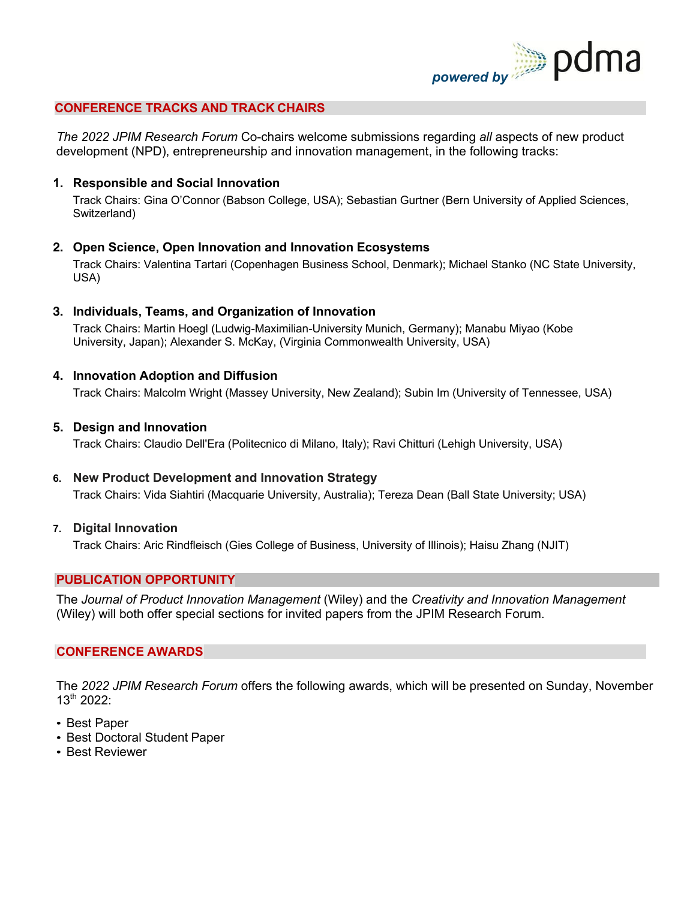## CONFERENCE TRACKS AND TRACK CHAIRS

*The 2022 JPIM Research Forum* Co-chairs welcome submissions regarding *all* aspects of new product development (NPD), entrepreneurship and innovation management, in the following tracks:

1. **Responsible and Social Innovation**
   Track Chairs: Gina O'Connor (Babson College, USA); Sebastian Gurtner (Bern University of Applied Sciences, Switzerland)

2. **Open Science, Open Innovation and Innovation Ecosystems**
   Track Chairs: Valentina Tartari (Copenhagen Business School, Denmark); Michael Stanko (NC State University, USA)

3. **Individuals, Teams, and Organization of Innovation**
   Track Chairs: Martin Hoegl (Ludwig-Maximilian-University Munich, Germany); Manabu Miyao (Kobe University, Japan); Alexander S. McKay, (Virginia Commonwealth University, USA)

4. **Innovation Adoption and Diffusion**
   Track Chairs: Malcolm Wright (Massey University, New Zealand); Subin Im (University of Tennessee, USA)

5. **Design and Innovation**
   Track Chairs: Claudio Dell'Era (Politecnico di Milano, Italy); Ravi Chitturi (Lehigh University, USA)

6. **New Product Development and Innovation Strategy**
   Track Chairs: Vida Siahtiri (Macquarie University, Australia); Tereza Dean (Ball State University; USA)

7. **Digital Innovation**
   Track Chairs: Aric Rindfleisch (Gies College of Business, University of Illinois); Haisu Zhang (NJIT)

## PUBLICATION OPPORTUNITY

The *Journal of Product Innovation Management* (Wiley) and the *Creativity and Innovation Management* (Wiley) will both offer special sections for invited papers from the JPIM Research Forum.

## CONFERENCE AWARDS

The *2022 JPIM Research Forum* offers the following awards, which will be presented on Sunday, November 13th 2022:

- Best Paper
- Best Doctoral Student Paper
- Best Reviewer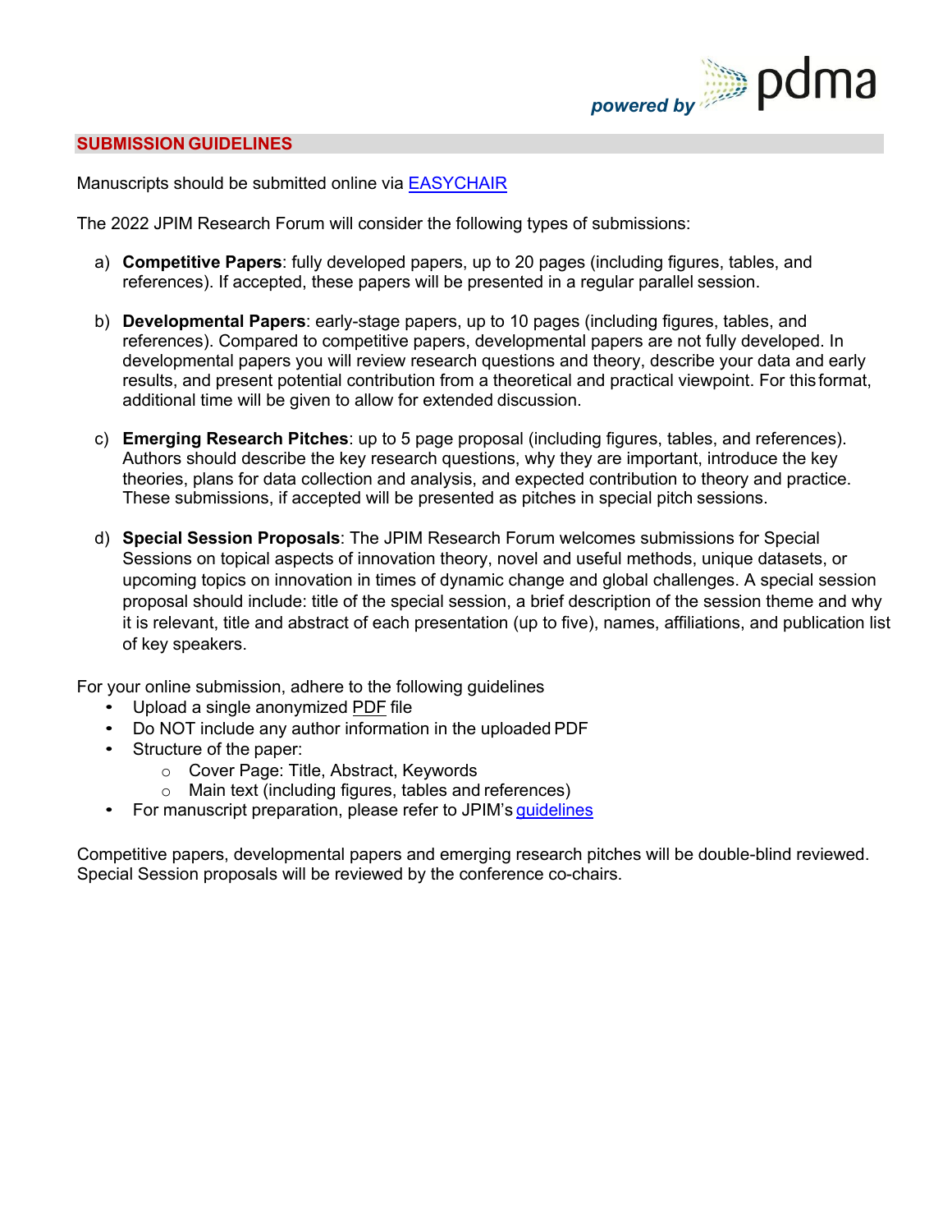## SUBMISSION GUIDELINES

Manuscripts should be submitted online via EASYCHAIR

The 2022 JPIM Research Forum will consider the following types of submissions:

a) **Competitive Papers**: fully developed papers, up to 20 pages (including figures, tables, and references). If accepted, these papers will be presented in a regular parallel session.

b) **Developmental Papers**: early-stage papers, up to 10 pages (including figures, tables, and references). Compared to competitive papers, developmental papers are not fully developed. In developmental papers you will review research questions and theory, describe your data and early results, and present potential contribution from a theoretical and practical viewpoint. For this format, additional time will be given to allow for extended discussion.

c) **Emerging Research Pitches**: up to 5 page proposal (including figures, tables, and references). Authors should describe the key research questions, why they are important, introduce the key theories, plans for data collection and analysis, and expected contribution to theory and practice. These submissions, if accepted will be presented as pitches in special pitch sessions.

d) **Special Session Proposals**: The JPIM Research Forum welcomes submissions for Special Sessions on topical aspects of innovation theory, novel and useful methods, unique datasets, or upcoming topics on innovation in times of dynamic change and global challenges. A special session proposal should include: title of the special session, a brief description of the session theme and why it is relevant, title and abstract of each presentation (up to five), names, affiliations, and publication list of key speakers.

For your online submission, adhere to the following guidelines

- Upload a single anonymized PDF file
- Do NOT include any author information in the uploaded PDF
- Structure of the paper:
  - Cover Page: Title, Abstract, Keywords
  - Main text (including figures, tables and references)
- For manuscript preparation, please refer to JPIM's guidelines

Competitive papers, developmental papers and emerging research pitches will be double-blind reviewed. Special Session proposals will be reviewed by the conference co-chairs.